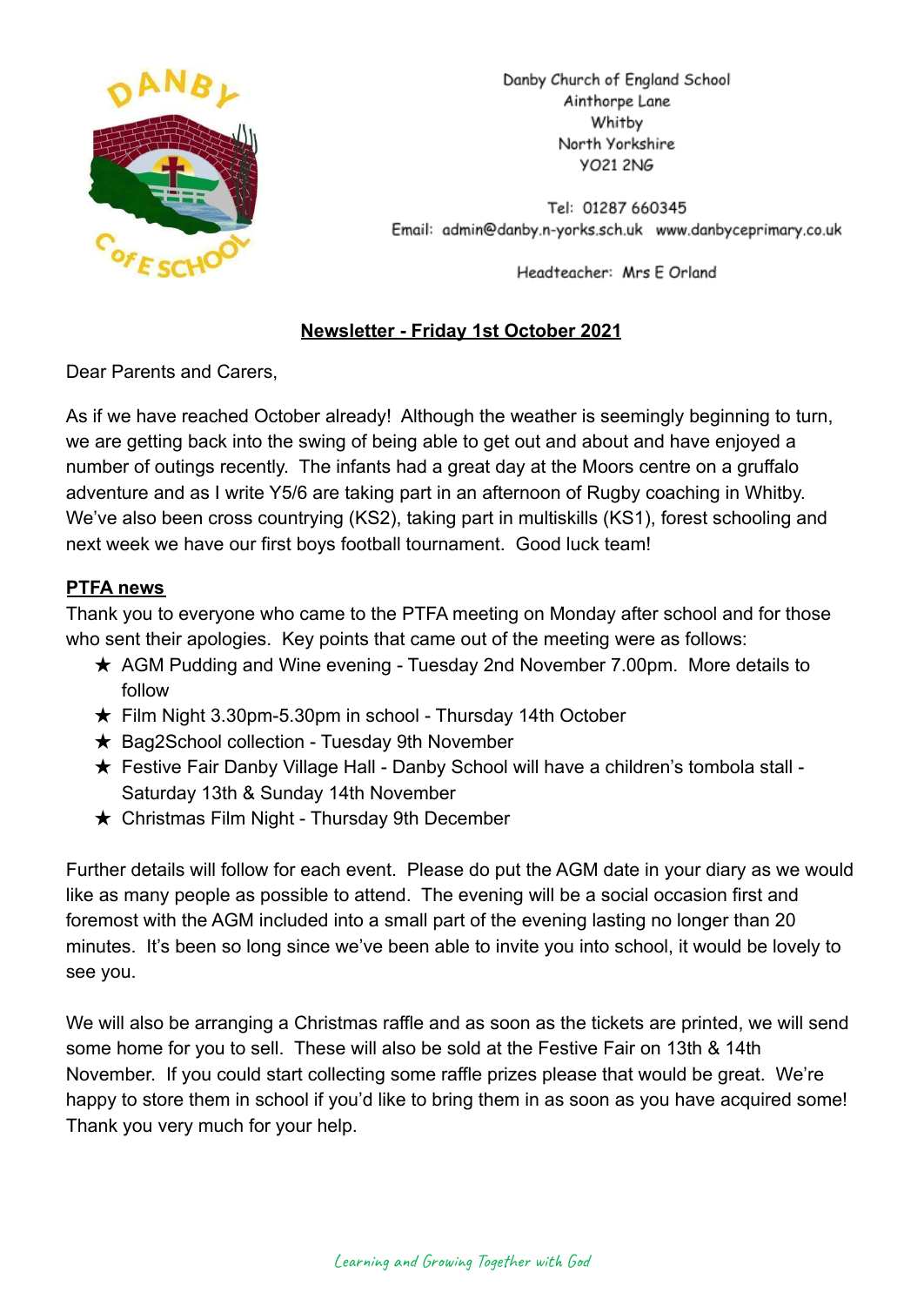Danby Church of England School
Ainthorpe Lane
Whitby
North Yorkshire
YO21 2NG

Tel: 01287 660345
Email: admin@danby.n-yorks.sch.uk www.danbyceprimary.co.uk

Headteacher: Mrs E Orland

## Newsletter - Friday 1st October 2021

Dear Parents and Carers,

As if we have reached October already! Although the weather is seemingly beginning to turn, we are getting back into the swing of being able to get out and about and have enjoyed a number of outings recently. The infants had a great day at the Moors centre on a gruffalo adventure and as I write Y5/6 are taking part in an afternoon of Rugby coaching in Whitby. We've also been cross countrying (KS2), taking part in multiskills (KS1), forest schooling and next week we have our first boys football tournament. Good luck team!

### PTFA news

Thank you to everyone who came to the PTFA meeting on Monday after school and for those who sent their apologies. Key points that came out of the meeting were as follows:

- ★ AGM Pudding and Wine evening - Tuesday 2nd November 7.00pm. More details to follow
- ★ Film Night 3.30pm-5.30pm in school - Thursday 14th October
- ★ Bag2School collection - Tuesday 9th November
- ★ Festive Fair Danby Village Hall - Danby School will have a children's tombola stall - Saturday 13th & Sunday 14th November
- ★ Christmas Film Night - Thursday 9th December

Further details will follow for each event. Please do put the AGM date in your diary as we would like as many people as possible to attend. The evening will be a social occasion first and foremost with the AGM included into a small part of the evening lasting no longer than 20 minutes. It's been so long since we've been able to invite you into school, it would be lovely to see you.

We will also be arranging a Christmas raffle and as soon as the tickets are printed, we will send some home for you to sell. These will also be sold at the Festive Fair on 13th & 14th November. If you could start collecting some raffle prizes please that would be great. We're happy to store them in school if you'd like to bring them in as soon as you have acquired some! Thank you very much for your help.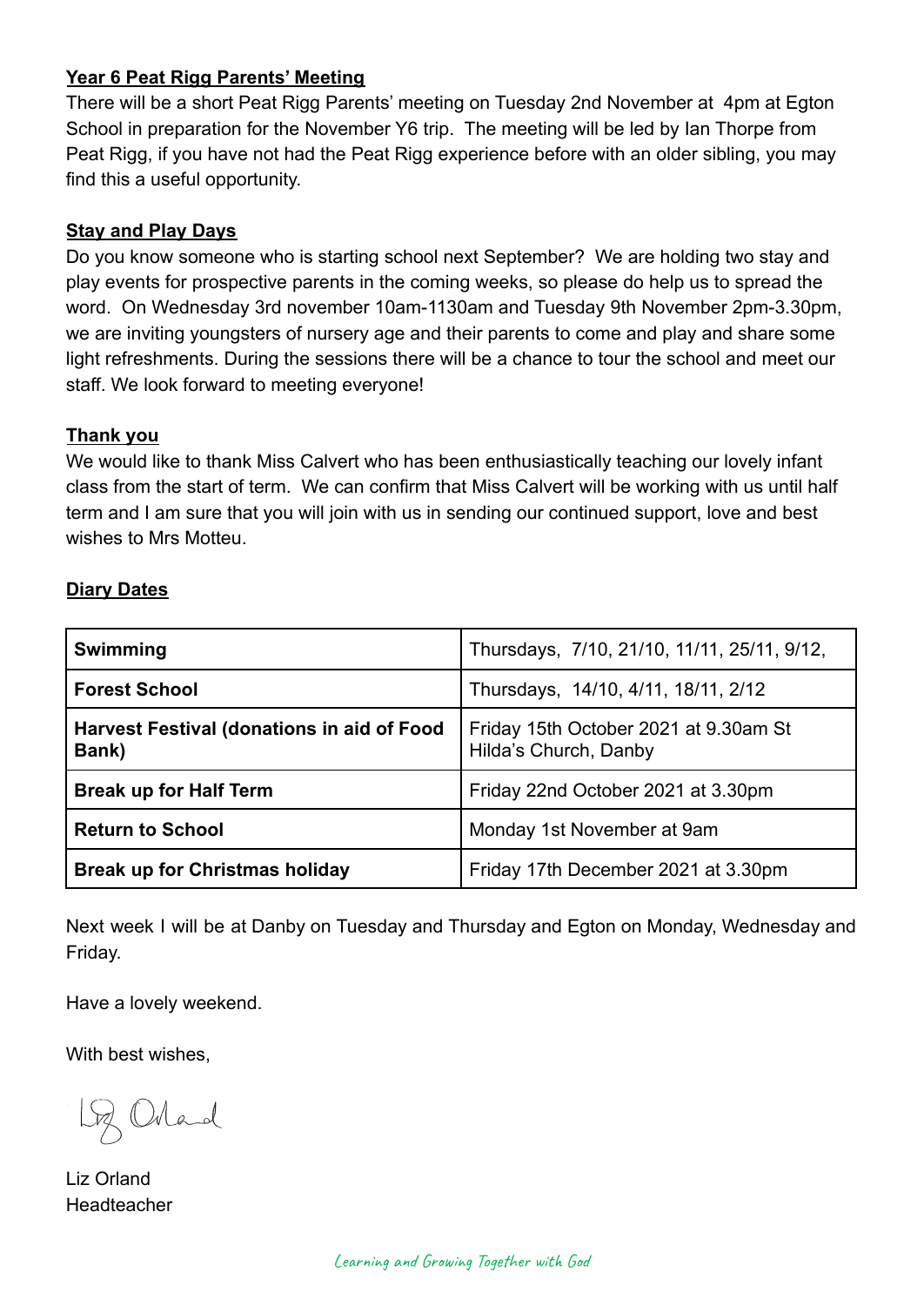**Year 6 Peat Rigg Parents' Meeting**

There will be a short Peat Rigg Parents' meeting on Tuesday 2nd November at 4pm at Egton School in preparation for the November Y6 trip. The meeting will be led by Ian Thorpe from Peat Rigg, if you have not had the Peat Rigg experience before with an older sibling, you may find this a useful opportunity.

**Stay and Play Days**

Do you know someone who is starting school next September? We are holding two stay and play events for prospective parents in the coming weeks, so please do help us to spread the word. On Wednesday 3rd november 10am-1130am and Tuesday 9th November 2pm-3.30pm, we are inviting youngsters of nursery age and their parents to come and play and share some light refreshments. During the sessions there will be a chance to tour the school and meet our staff. We look forward to meeting everyone!

**Thank you**

We would like to thank Miss Calvert who has been enthusiastically teaching our lovely infant class from the start of term. We can confirm that Miss Calvert will be working with us until half term and I am sure that you will join with us in sending our continued support, love and best wishes to Mrs Motteu.

**Diary Dates**

| | |
|---|---|
| **Swimming** | Thursdays, 7/10, 21/10, 11/11, 25/11, 9/12, |
| **Forest School** | Thursdays, 14/10, 4/11, 18/11, 2/12 |
| **Harvest Festival (donations in aid of Food Bank)** | Friday 15th October 2021 at 9.30am St Hilda's Church, Danby |
| **Break up for Half Term** | Friday 22nd October 2021 at 3.30pm |
| **Return to School** | Monday 1st November at 9am |
| **Break up for Christmas holiday** | Friday 17th December 2021 at 3.30pm |

Next week I will be at Danby on Tuesday and Thursday and Egton on Monday, Wednesday and Friday.

Have a lovely weekend.

With best wishes,

Liz Orland
Headteacher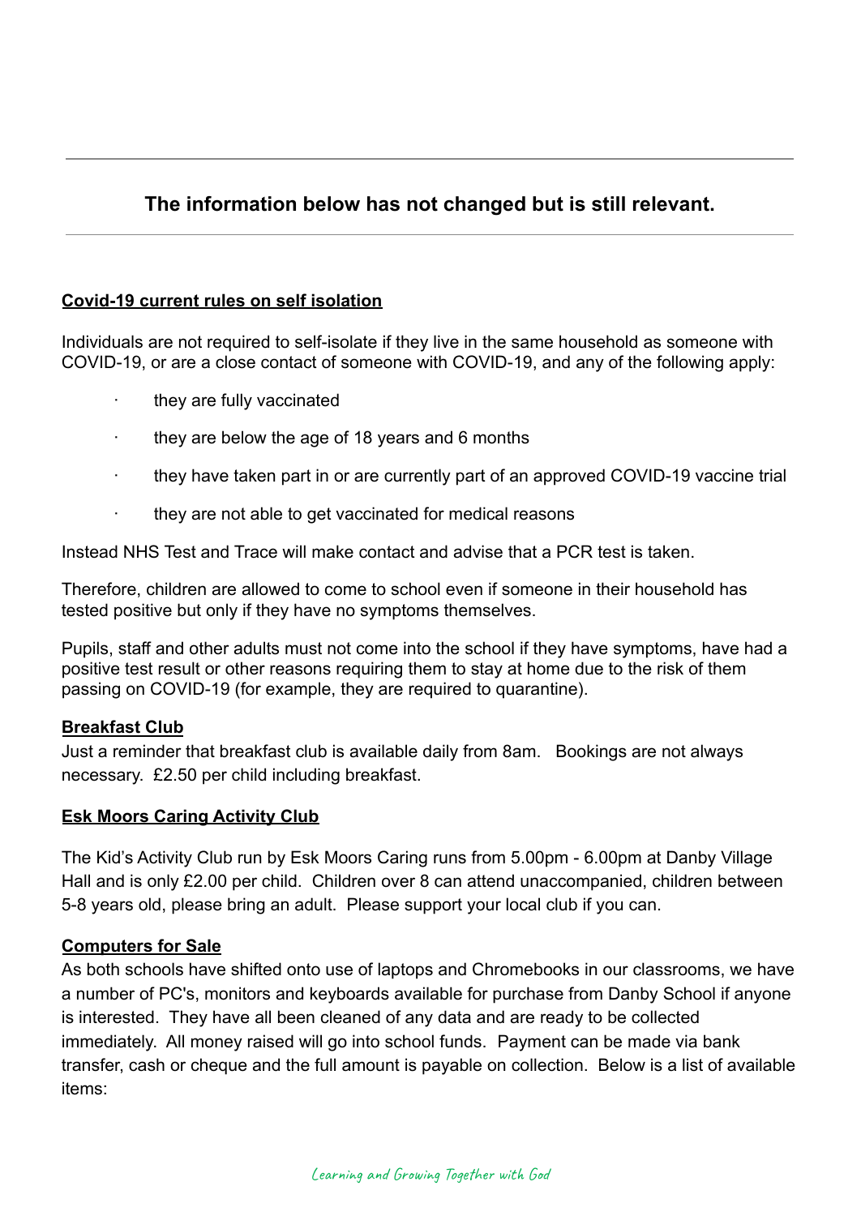---

**The information below has not changed but is still relevant.**

---

**Covid-19 current rules on self isolation**

Individuals are not required to self-isolate if they live in the same household as someone with COVID-19, or are a close contact of someone with COVID-19, and any of the following apply:

- they are fully vaccinated
- they are below the age of 18 years and 6 months
- they have taken part in or are currently part of an approved COVID-19 vaccine trial
- they are not able to get vaccinated for medical reasons

Instead NHS Test and Trace will make contact and advise that a PCR test is taken.

Therefore, children are allowed to come to school even if someone in their household has tested positive but only if they have no symptoms themselves.

Pupils, staff and other adults must not come into the school if they have symptoms, have had a positive test result or other reasons requiring them to stay at home due to the risk of them passing on COVID-19 (for example, they are required to quarantine).

**Breakfast Club**

Just a reminder that breakfast club is available daily from 8am. Bookings are not always necessary. £2.50 per child including breakfast.

**Esk Moors Caring Activity Club**

The Kid's Activity Club run by Esk Moors Caring runs from 5.00pm - 6.00pm at Danby Village Hall and is only £2.00 per child. Children over 8 can attend unaccompanied, children between 5-8 years old, please bring an adult. Please support your local club if you can.

**Computers for Sale**

As both schools have shifted onto use of laptops and Chromebooks in our classrooms, we have a number of PC's, monitors and keyboards available for purchase from Danby School if anyone is interested. They have all been cleaned of any data and are ready to be collected immediately. All money raised will go into school funds. Payment can be made via bank transfer, cash or cheque and the full amount is payable on collection. Below is a list of available items: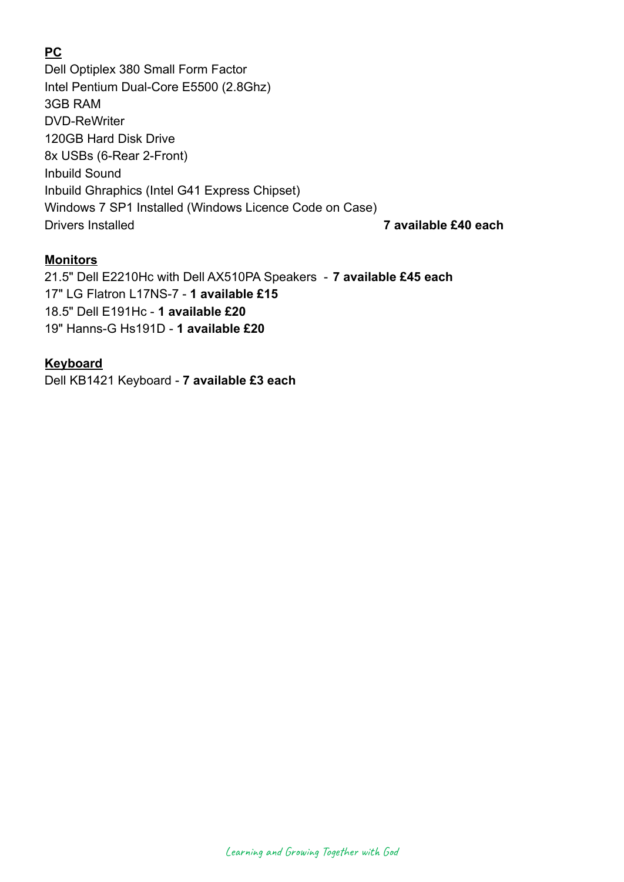**PC**

Dell Optiplex 380 Small Form Factor
Intel Pentium Dual-Core E5500 (2.8Ghz)
3GB RAM
DVD-ReWriter
120GB Hard Disk Drive
8x USBs (6-Rear 2-Front)
Inbuild Sound
Inbuild Ghraphics (Intel G41 Express Chipset)
Windows 7 SP1 Installed (Windows Licence Code on Case)
Drivers Installed **7 available £40 each**

**Monitors**

21.5" Dell E2210Hc with Dell AX510PA Speakers - **7 available £45 each**
17" LG Flatron L17NS-7 - **1 available £15**
18.5" Dell E191Hc - **1 available £20**
19" Hanns-G Hs191D - **1 available £20**

**Keyboard**

Dell KB1421 Keyboard - **7 available £3 each**